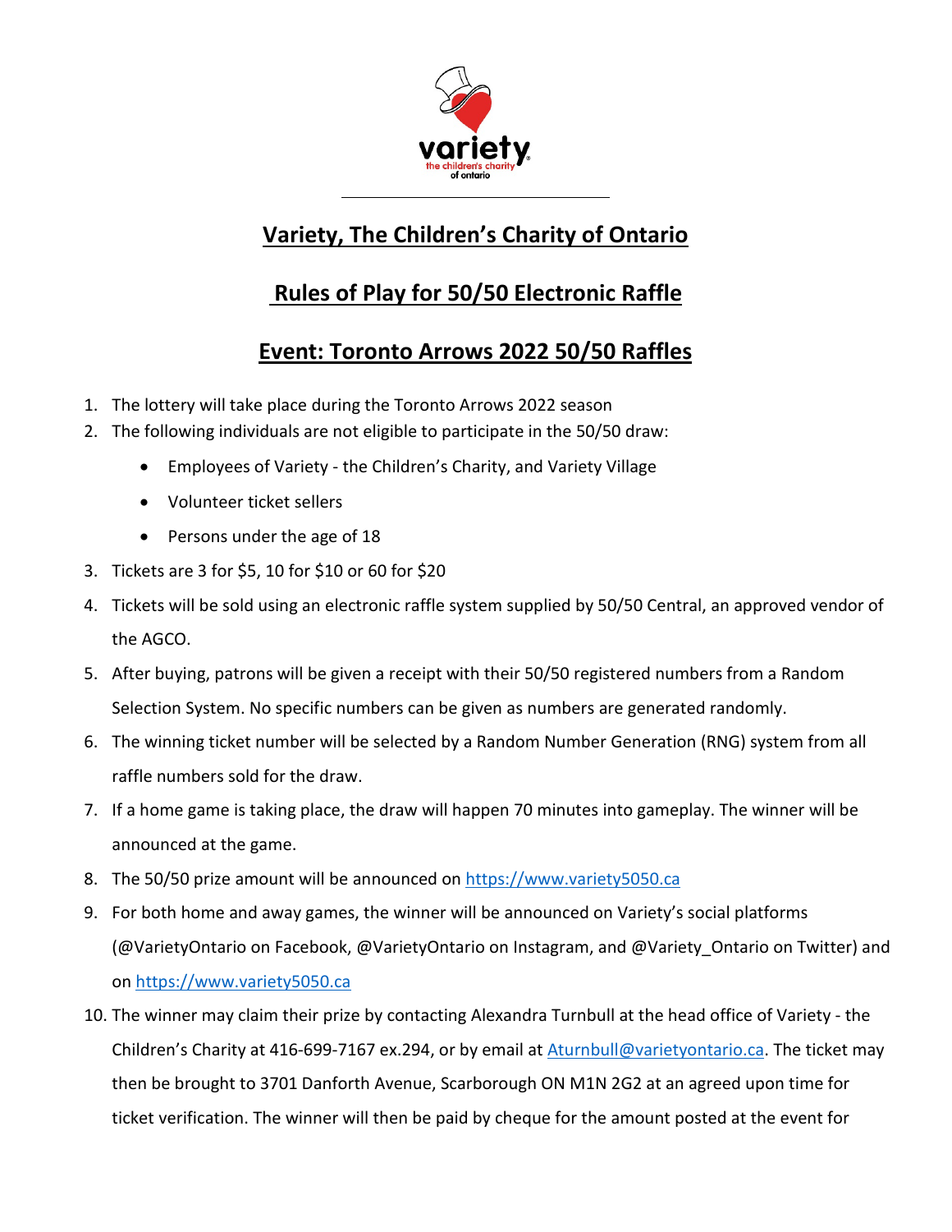# Variety, The Children's Charity of Ontario

## Rules of Play for 50/50 Electronic Raffle

## Event: Toronto Arrows 2022 50/50 Raffles

1. The lottery will take place during the Toronto Arrows 2022 season
2. The following individuals are not eligible to participate in the 50/50 draw:
   - Employees of Variety - the Children's Charity, and Variety Village
   - Volunteer ticket sellers
   - Persons under the age of 18
3. Tickets are 3 for $5, 10 for $10 or 60 for $20
4. Tickets will be sold using an electronic raffle system supplied by 50/50 Central, an approved vendor of the AGCO.
5. After buying, patrons will be given a receipt with their 50/50 registered numbers from a Random Selection System. No specific numbers can be given as numbers are generated randomly.
6. The winning ticket number will be selected by a Random Number Generation (RNG) system from all raffle numbers sold for the draw.
7. If a home game is taking place, the draw will happen 70 minutes into gameplay. The winner will be announced at the game.
8. The 50/50 prize amount will be announced on https://www.variety5050.ca
9. For both home and away games, the winner will be announced on Variety's social platforms (@VarietyOntario on Facebook, @VarietyOntario on Instagram, and @Variety_Ontario on Twitter) and on https://www.variety5050.ca
10. The winner may claim their prize by contacting Alexandra Turnbull at the head office of Variety - the Children's Charity at 416-699-7167 ex.294, or by email at Aturnbull@varietyontario.ca. The ticket may then be brought to 3701 Danforth Avenue, Scarborough ON M1N 2G2 at an agreed upon time for ticket verification. The winner will then be paid by cheque for the amount posted at the event for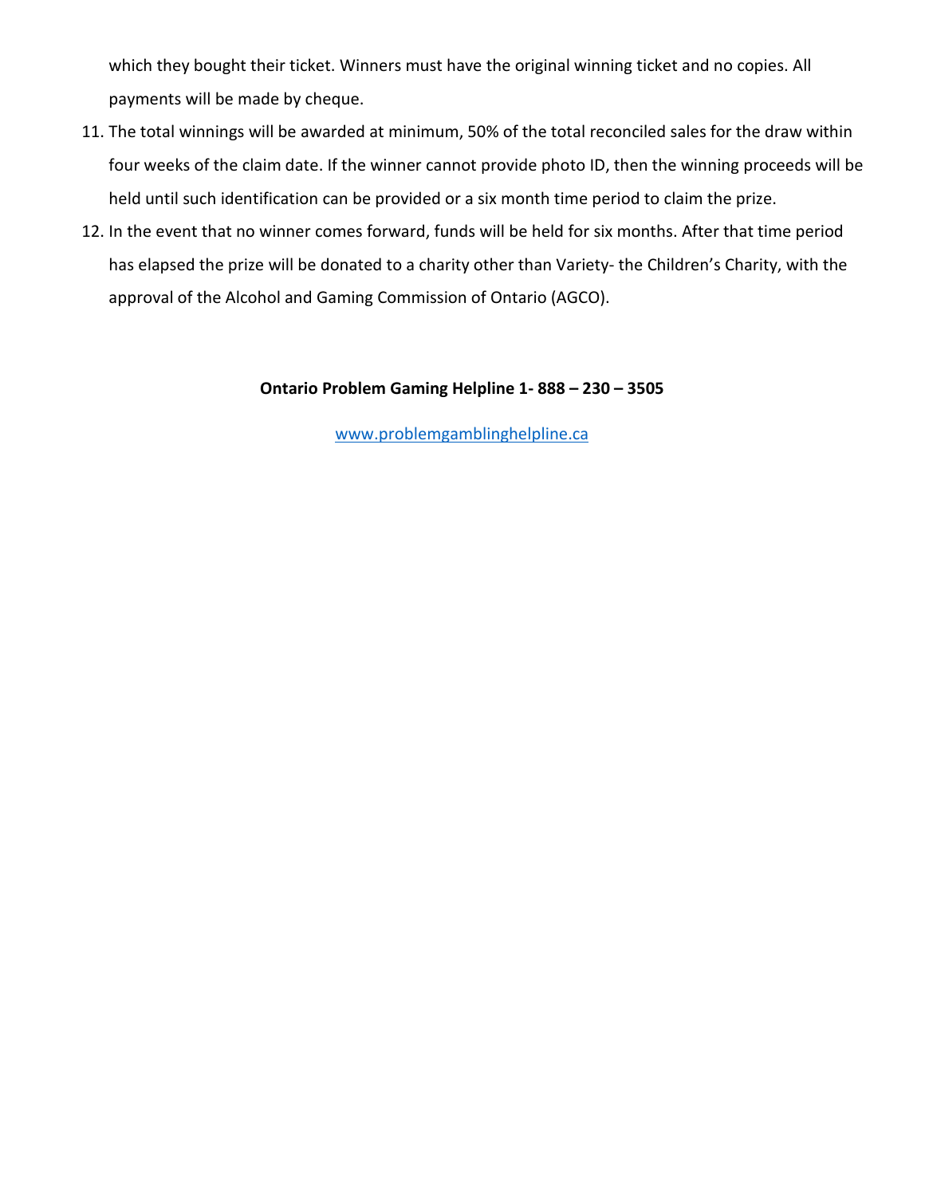which they bought their ticket. Winners must have the original winning ticket and no copies. All payments will be made by cheque.

11. The total winnings will be awarded at minimum, 50% of the total reconciled sales for the draw within four weeks of the claim date. If the winner cannot provide photo ID, then the winning proceeds will be held until such identification can be provided or a six month time period to claim the prize.
12. In the event that no winner comes forward, funds will be held for six months. After that time period has elapsed the prize will be donated to a charity other than Variety- the Children's Charity, with the approval of the Alcohol and Gaming Commission of Ontario (AGCO).

**Ontario Problem Gaming Helpline 1- 888 – 230 – 3505**

[www.problemgamblinghelpline.ca](http://www.problemgamblinghelpline.ca)